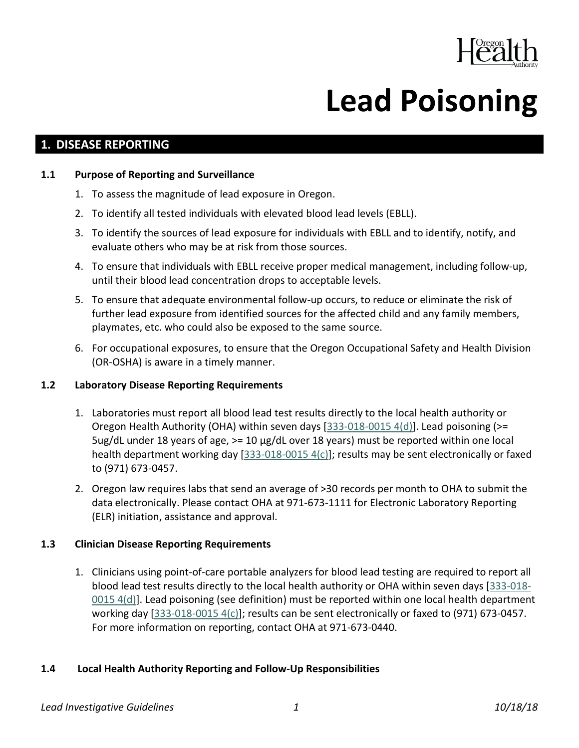# Lead Poisoning

## 1. DISEASE REPORTING

### 1.1 Purpose of Reporting and Surveillance

1. To assess the magnitude of lead exposure in Oregon.
2. To identify all tested individuals with elevated blood lead levels (EBLL).
3. To identify the sources of lead exposure for individuals with EBLL and to identify, notify, and evaluate others who may be at risk from those sources.
4. To ensure that individuals with EBLL receive proper medical management, including follow-up, until their blood lead concentration drops to acceptable levels.
5. To ensure that adequate environmental follow-up occurs, to reduce or eliminate the risk of further lead exposure from identified sources for the affected child and any family members, playmates, etc. who could also be exposed to the same source.
6. For occupational exposures, to ensure that the Oregon Occupational Safety and Health Division (OR-OSHA) is aware in a timely manner.

### 1.2 Laboratory Disease Reporting Requirements

1. Laboratories must report all blood lead test results directly to the local health authority or Oregon Health Authority (OHA) within seven days [333-018-0015 4(d)]. Lead poisoning (>= 5ug/dL under 18 years of age, >= 10 μg/dL over 18 years) must be reported within one local health department working day [333-018-0015 4(c)]; results may be sent electronically or faxed to (971) 673-0457.
2. Oregon law requires labs that send an average of >30 records per month to OHA to submit the data electronically. Please contact OHA at 971-673-1111 for Electronic Laboratory Reporting (ELR) initiation, assistance and approval.

### 1.3 Clinician Disease Reporting Requirements

1. Clinicians using point-of-care portable analyzers for blood lead testing are required to report all blood lead test results directly to the local health authority or OHA within seven days [333-018-0015 4(d)]. Lead poisoning (see definition) must be reported within one local health department working day [333-018-0015 4(c)]; results can be sent electronically or faxed to (971) 673-0457. For more information on reporting, contact OHA at 971-673-0440.

### 1.4 Local Health Authority Reporting and Follow-Up Responsibilities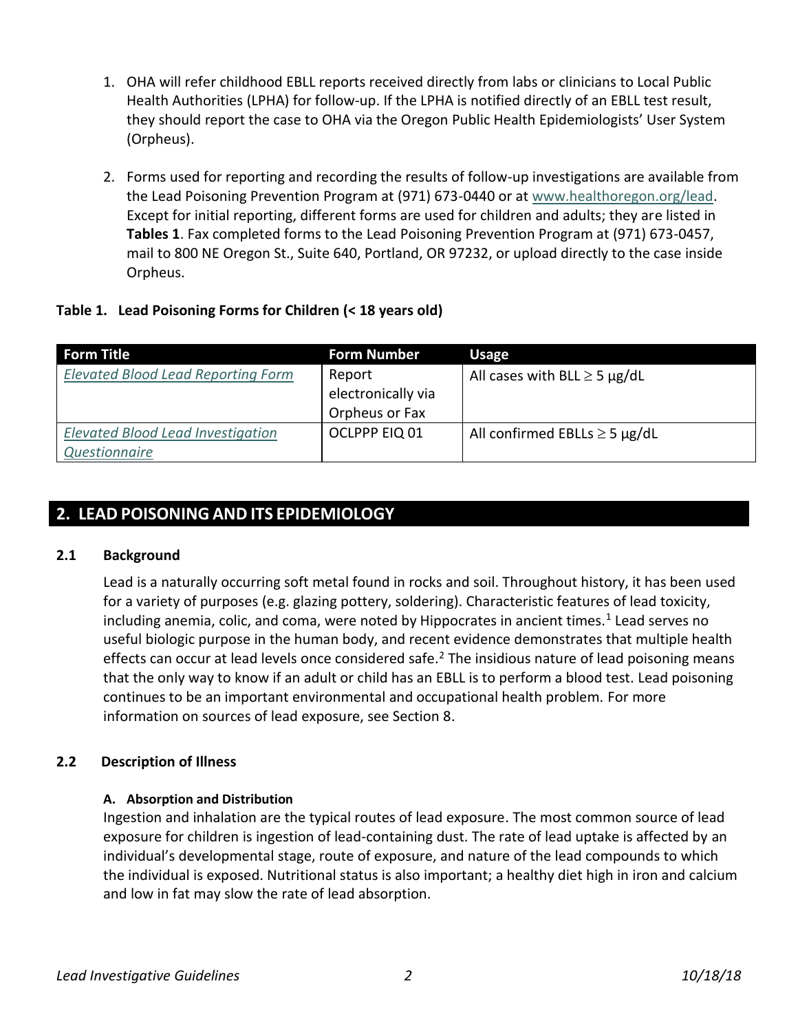1. OHA will refer childhood EBLL reports received directly from labs or clinicians to Local Public Health Authorities (LPHA) for follow-up. If the LPHA is notified directly of an EBLL test result, they should report the case to OHA via the Oregon Public Health Epidemiologists' User System (Orpheus).

2. Forms used for reporting and recording the results of follow-up investigations are available from the Lead Poisoning Prevention Program at (971) 673-0440 or at www.healthoregon.org/lead. Except for initial reporting, different forms are used for children and adults; they are listed in **Tables 1**. Fax completed forms to the Lead Poisoning Prevention Program at (971) 673-0457, mail to 800 NE Oregon St., Suite 640, Portland, OR 97232, or upload directly to the case inside Orpheus.

**Table 1. Lead Poisoning Forms for Children (< 18 years old)**

| Form Title | Form Number | Usage |
|---|---|---|
| *Elevated Blood Lead Reporting Form* | Report electronically via Orpheus or Fax | All cases with BLL ≥ 5 μg/dL |
| *Elevated Blood Lead Investigation Questionnaire* | OCLPPP EIQ 01 | All confirmed EBLLs ≥ 5 μg/dL |

## 2. LEAD POISONING AND ITS EPIDEMIOLOGY

### 2.1 Background

Lead is a naturally occurring soft metal found in rocks and soil. Throughout history, it has been used for a variety of purposes (e.g. glazing pottery, soldering). Characteristic features of lead toxicity, including anemia, colic, and coma, were noted by Hippocrates in ancient times.[1] Lead serves no useful biologic purpose in the human body, and recent evidence demonstrates that multiple health effects can occur at lead levels once considered safe.[2] The insidious nature of lead poisoning means that the only way to know if an adult or child has an EBLL is to perform a blood test. Lead poisoning continues to be an important environmental and occupational health problem. For more information on sources of lead exposure, see Section 8.

### 2.2 Description of Illness

#### A. Absorption and Distribution

Ingestion and inhalation are the typical routes of lead exposure. The most common source of lead exposure for children is ingestion of lead-containing dust. The rate of lead uptake is affected by an individual's developmental stage, route of exposure, and nature of the lead compounds to which the individual is exposed. Nutritional status is also important; a healthy diet high in iron and calcium and low in fat may slow the rate of lead absorption.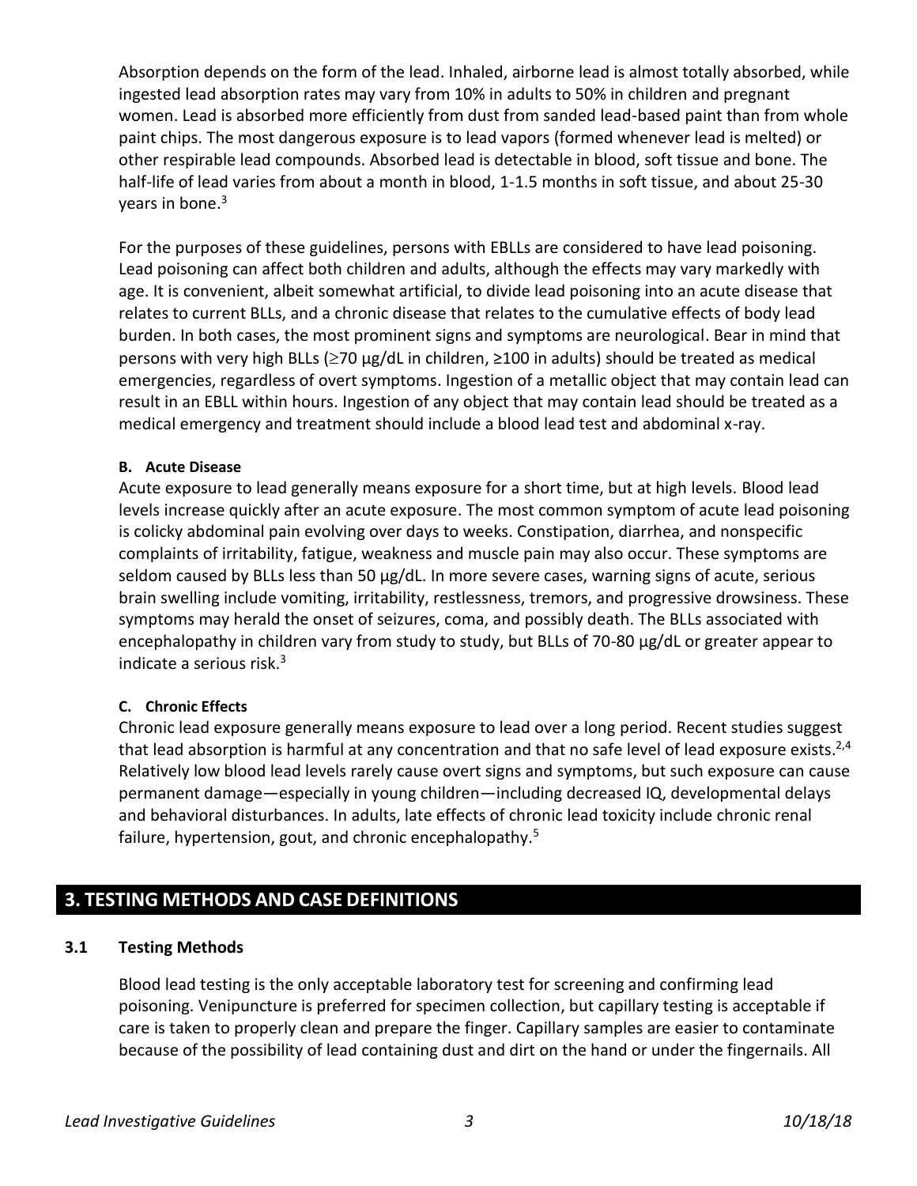Absorption depends on the form of the lead. Inhaled, airborne lead is almost totally absorbed, while ingested lead absorption rates may vary from 10% in adults to 50% in children and pregnant women. Lead is absorbed more efficiently from dust from sanded lead-based paint than from whole paint chips. The most dangerous exposure is to lead vapors (formed whenever lead is melted) or other respirable lead compounds. Absorbed lead is detectable in blood, soft tissue and bone. The half-life of lead varies from about a month in blood, 1-1.5 months in soft tissue, and about 25-30 years in bone.[3]

For the purposes of these guidelines, persons with EBLLs are considered to have lead poisoning. Lead poisoning can affect both children and adults, although the effects may vary markedly with age. It is convenient, albeit somewhat artificial, to divide lead poisoning into an acute disease that relates to current BLLs, and a chronic disease that relates to the cumulative effects of body lead burden. In both cases, the most prominent signs and symptoms are neurological. Bear in mind that persons with very high BLLs (≥70 µg/dL in children, ≥100 in adults) should be treated as medical emergencies, regardless of overt symptoms. Ingestion of a metallic object that may contain lead can result in an EBLL within hours. Ingestion of any object that may contain lead should be treated as a medical emergency and treatment should include a blood lead test and abdominal x-ray.

**B. Acute Disease**

Acute exposure to lead generally means exposure for a short time, but at high levels. Blood lead levels increase quickly after an acute exposure. The most common symptom of acute lead poisoning is colicky abdominal pain evolving over days to weeks. Constipation, diarrhea, and nonspecific complaints of irritability, fatigue, weakness and muscle pain may also occur. These symptoms are seldom caused by BLLs less than 50 µg/dL. In more severe cases, warning signs of acute, serious brain swelling include vomiting, irritability, restlessness, tremors, and progressive drowsiness. These symptoms may herald the onset of seizures, coma, and possibly death. The BLLs associated with encephalopathy in children vary from study to study, but BLLs of 70-80 µg/dL or greater appear to indicate a serious risk.[3]

**C. Chronic Effects**

Chronic lead exposure generally means exposure to lead over a long period. Recent studies suggest that lead absorption is harmful at any concentration and that no safe level of lead exposure exists.[2,4] Relatively low blood lead levels rarely cause overt signs and symptoms, but such exposure can cause permanent damage—especially in young children—including decreased IQ, developmental delays and behavioral disturbances. In adults, late effects of chronic lead toxicity include chronic renal failure, hypertension, gout, and chronic encephalopathy.[5]

## 3. TESTING METHODS AND CASE DEFINITIONS

### 3.1 Testing Methods

Blood lead testing is the only acceptable laboratory test for screening and confirming lead poisoning. Venipuncture is preferred for specimen collection, but capillary testing is acceptable if care is taken to properly clean and prepare the finger. Capillary samples are easier to contaminate because of the possibility of lead containing dust and dirt on the hand or under the fingernails. All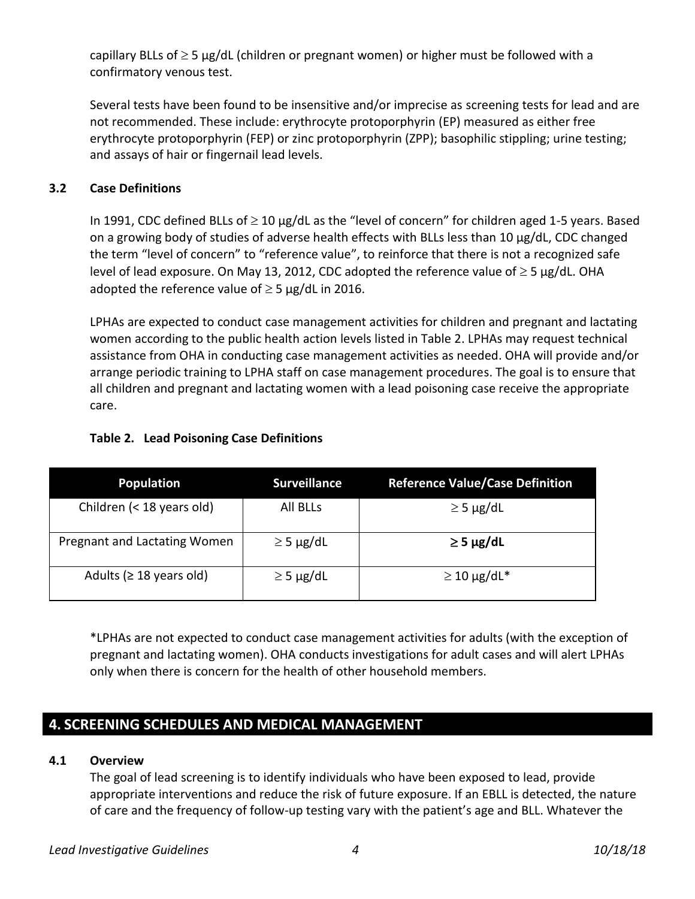capillary BLLs of ≥ 5 µg/dL (children or pregnant women) or higher must be followed with a confirmatory venous test.

Several tests have been found to be insensitive and/or imprecise as screening tests for lead and are not recommended. These include: erythrocyte protoporphyrin (EP) measured as either free erythrocyte protoporphyrin (FEP) or zinc protoporphyrin (ZPP); basophilic stippling; urine testing; and assays of hair or fingernail lead levels.

### 3.2 Case Definitions

In 1991, CDC defined BLLs of ≥ 10 µg/dL as the "level of concern" for children aged 1-5 years. Based on a growing body of studies of adverse health effects with BLLs less than 10 µg/dL, CDC changed the term "level of concern" to "reference value", to reinforce that there is not a recognized safe level of lead exposure. On May 13, 2012, CDC adopted the reference value of ≥ 5 µg/dL. OHA adopted the reference value of ≥ 5 µg/dL in 2016.

LPHAs are expected to conduct case management activities for children and pregnant and lactating women according to the public health action levels listed in Table 2. LPHAs may request technical assistance from OHA in conducting case management activities as needed. OHA will provide and/or arrange periodic training to LPHA staff on case management procedures. The goal is to ensure that all children and pregnant and lactating women with a lead poisoning case receive the appropriate care.

**Table 2. Lead Poisoning Case Definitions**

| Population | Surveillance | Reference Value/Case Definition |
|---|---|---|
| Children (< 18 years old) | All BLLs | ≥ 5 µg/dL |
| Pregnant and Lactating Women | ≥ 5 µg/dL | **≥ 5 µg/dL** |
| Adults (≥ 18 years old) | ≥ 5 µg/dL | ≥ 10 µg/dL* |

*LPHAs are not expected to conduct case management activities for adults (with the exception of pregnant and lactating women). OHA conducts investigations for adult cases and will alert LPHAs only when there is concern for the health of other household members.

## 4. SCREENING SCHEDULES AND MEDICAL MANAGEMENT

### 4.1 Overview

The goal of lead screening is to identify individuals who have been exposed to lead, provide appropriate interventions and reduce the risk of future exposure. If an EBLL is detected, the nature of care and the frequency of follow-up testing vary with the patient's age and BLL. Whatever the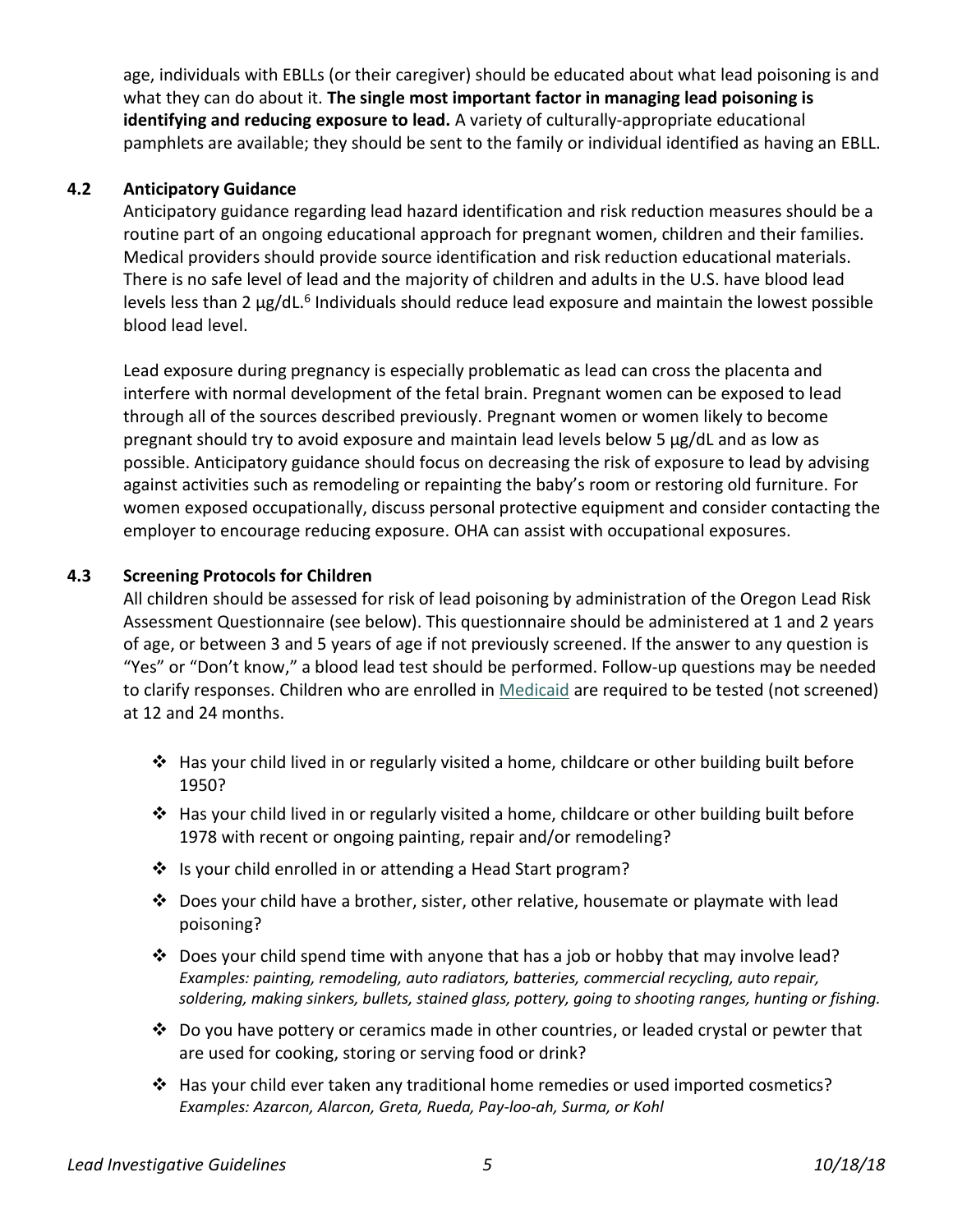age, individuals with EBLLs (or their caregiver) should be educated about what lead poisoning is and what they can do about it. **The single most important factor in managing lead poisoning is identifying and reducing exposure to lead.** A variety of culturally-appropriate educational pamphlets are available; they should be sent to the family or individual identified as having an EBLL.

### 4.2 Anticipatory Guidance

Anticipatory guidance regarding lead hazard identification and risk reduction measures should be a routine part of an ongoing educational approach for pregnant women, children and their families. Medical providers should provide source identification and risk reduction educational materials. There is no safe level of lead and the majority of children and adults in the U.S. have blood lead levels less than 2 µg/dL.[6] Individuals should reduce lead exposure and maintain the lowest possible blood lead level.

Lead exposure during pregnancy is especially problematic as lead can cross the placenta and interfere with normal development of the fetal brain. Pregnant women can be exposed to lead through all of the sources described previously. Pregnant women or women likely to become pregnant should try to avoid exposure and maintain lead levels below 5 µg/dL and as low as possible. Anticipatory guidance should focus on decreasing the risk of exposure to lead by advising against activities such as remodeling or repainting the baby's room or restoring old furniture. For women exposed occupationally, discuss personal protective equipment and consider contacting the employer to encourage reducing exposure. OHA can assist with occupational exposures.

### 4.3 Screening Protocols for Children

All children should be assessed for risk of lead poisoning by administration of the Oregon Lead Risk Assessment Questionnaire (see below). This questionnaire should be administered at 1 and 2 years of age, or between 3 and 5 years of age if not previously screened. If the answer to any question is "Yes" or "Don't know," a blood lead test should be performed. Follow-up questions may be needed to clarify responses. Children who are enrolled in Medicaid are required to be tested (not screened) at 12 and 24 months.

- Has your child lived in or regularly visited a home, childcare or other building built before 1950?
- Has your child lived in or regularly visited a home, childcare or other building built before 1978 with recent or ongoing painting, repair and/or remodeling?
- Is your child enrolled in or attending a Head Start program?
- Does your child have a brother, sister, other relative, housemate or playmate with lead poisoning?
- Does your child spend time with anyone that has a job or hobby that may involve lead?
  *Examples: painting, remodeling, auto radiators, batteries, commercial recycling, auto repair, soldering, making sinkers, bullets, stained glass, pottery, going to shooting ranges, hunting or fishing.*
- Do you have pottery or ceramics made in other countries, or leaded crystal or pewter that are used for cooking, storing or serving food or drink?
- Has your child ever taken any traditional home remedies or used imported cosmetics?
  *Examples: Azarcon, Alarcon, Greta, Rueda, Pay-loo-ah, Surma, or Kohl*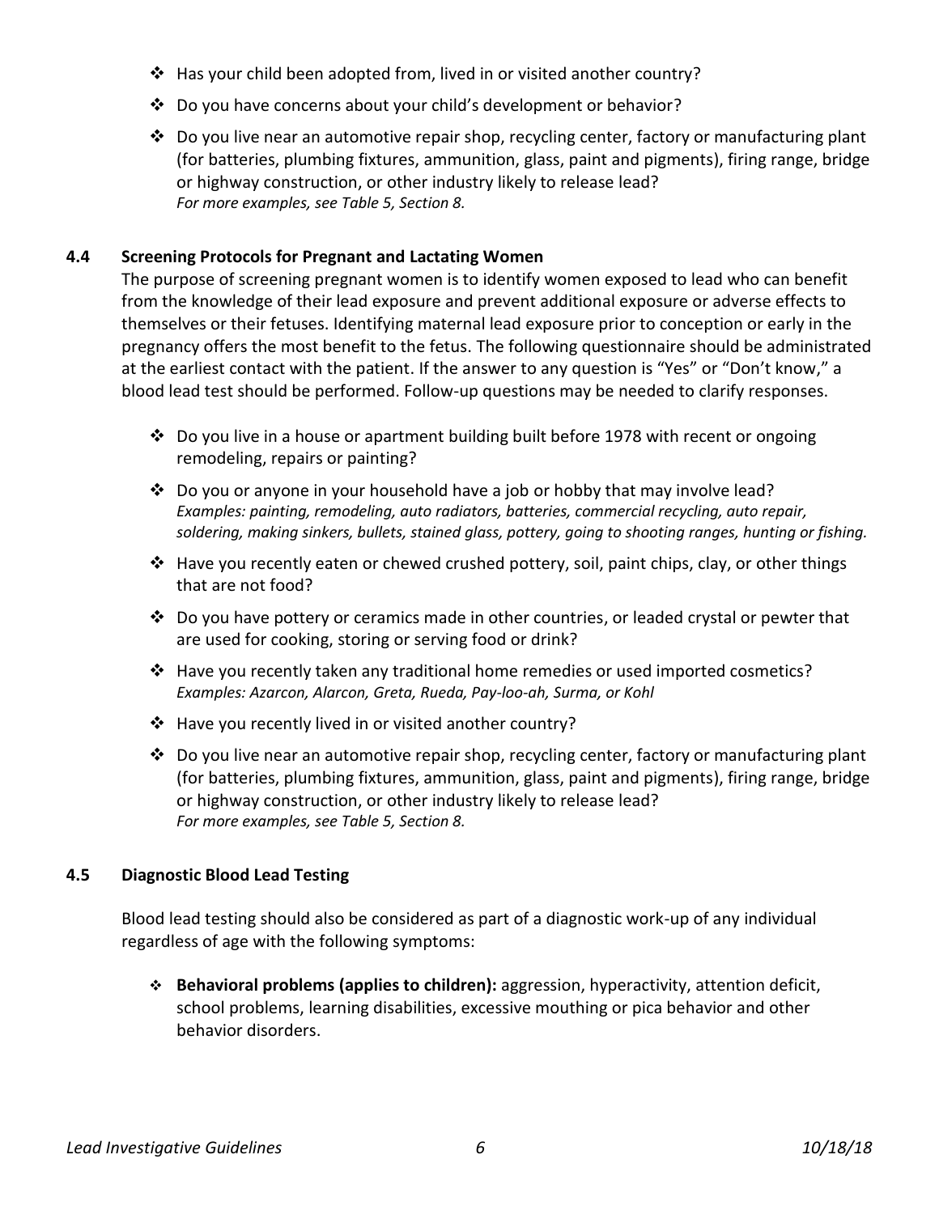- Has your child been adopted from, lived in or visited another country?
- Do you have concerns about your child's development or behavior?
- Do you live near an automotive repair shop, recycling center, factory or manufacturing plant (for batteries, plumbing fixtures, ammunition, glass, paint and pigments), firing range, bridge or highway construction, or other industry likely to release lead?
  *For more examples, see Table 5, Section 8.*

### 4.4 Screening Protocols for Pregnant and Lactating Women

The purpose of screening pregnant women is to identify women exposed to lead who can benefit from the knowledge of their lead exposure and prevent additional exposure or adverse effects to themselves or their fetuses. Identifying maternal lead exposure prior to conception or early in the pregnancy offers the most benefit to the fetus. The following questionnaire should be administrated at the earliest contact with the patient. If the answer to any question is "Yes" or "Don't know," a blood lead test should be performed. Follow-up questions may be needed to clarify responses.

- Do you live in a house or apartment building built before 1978 with recent or ongoing remodeling, repairs or painting?
- Do you or anyone in your household have a job or hobby that may involve lead?
  *Examples: painting, remodeling, auto radiators, batteries, commercial recycling, auto repair, soldering, making sinkers, bullets, stained glass, pottery, going to shooting ranges, hunting or fishing.*
- Have you recently eaten or chewed crushed pottery, soil, paint chips, clay, or other things that are not food?
- Do you have pottery or ceramics made in other countries, or leaded crystal or pewter that are used for cooking, storing or serving food or drink?
- Have you recently taken any traditional home remedies or used imported cosmetics?
  *Examples: Azarcon, Alarcon, Greta, Rueda, Pay-loo-ah, Surma, or Kohl*
- Have you recently lived in or visited another country?
- Do you live near an automotive repair shop, recycling center, factory or manufacturing plant (for batteries, plumbing fixtures, ammunition, glass, paint and pigments), firing range, bridge or highway construction, or other industry likely to release lead?
  *For more examples, see Table 5, Section 8.*

### 4.5 Diagnostic Blood Lead Testing

Blood lead testing should also be considered as part of a diagnostic work-up of any individual regardless of age with the following symptoms:

- **Behavioral problems (applies to children):** aggression, hyperactivity, attention deficit, school problems, learning disabilities, excessive mouthing or pica behavior and other behavior disorders.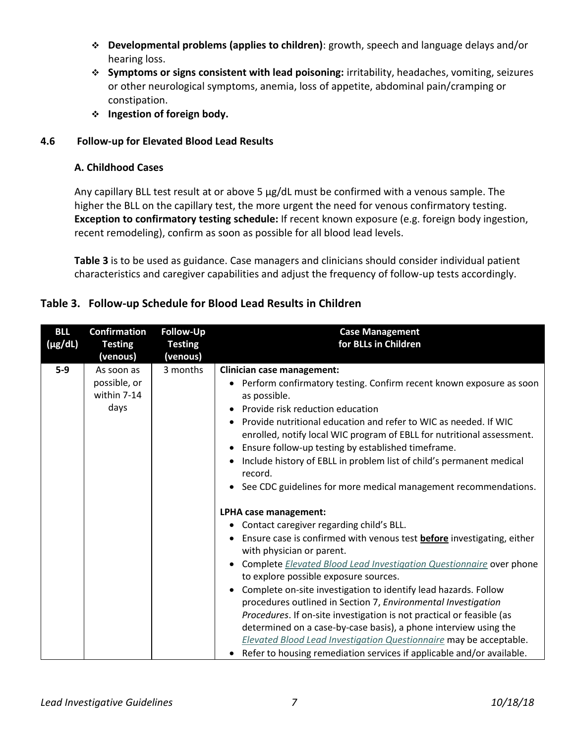- **Developmental problems (applies to children)**: growth, speech and language delays and/or hearing loss.
- **Symptoms or signs consistent with lead poisoning:** irritability, headaches, vomiting, seizures or other neurological symptoms, anemia, loss of appetite, abdominal pain/cramping or constipation.
- **Ingestion of foreign body.**

### 4.6 Follow-up for Elevated Blood Lead Results

#### A. Childhood Cases

Any capillary BLL test result at or above 5 µg/dL must be confirmed with a venous sample. The higher the BLL on the capillary test, the more urgent the need for venous confirmatory testing. **Exception to confirmatory testing schedule:** If recent known exposure (e.g. foreign body ingestion, recent remodeling), confirm as soon as possible for all blood lead levels.

**Table 3** is to be used as guidance. Case managers and clinicians should consider individual patient characteristics and caregiver capabilities and adjust the frequency of follow-up tests accordingly.

**Table 3. Follow-up Schedule for Blood Lead Results in Children**

| BLL (µg/dL) | Confirmation Testing (venous) | Follow-Up Testing (venous) | Case Management for BLLs in Children |
|---|---|---|---|
| **5-9** | As soon as possible, or within 7-14 days | 3 months | **Clinician case management:**<br>• Perform confirmatory testing. Confirm recent known exposure as soon as possible.<br>• Provide risk reduction education<br>• Provide nutritional education and refer to WIC as needed. If WIC enrolled, notify local WIC program of EBLL for nutritional assessment.<br>• Ensure follow-up testing by established timeframe.<br>• Include history of EBLL in problem list of child's permanent medical record.<br>• See CDC guidelines for more medical management recommendations.<br><br>**LPHA case management:**<br>• Contact caregiver regarding child's BLL.<br>• Ensure case is confirmed with venous test **before** investigating, either with physician or parent.<br>• Complete *Elevated Blood Lead Investigation Questionnaire* over phone to explore possible exposure sources.<br>• Complete on-site investigation to identify lead hazards. Follow procedures outlined in Section 7, *Environmental Investigation Procedures*. If on-site investigation is not practical or feasible (as determined on a case-by-case basis), a phone interview using the *Elevated Blood Lead Investigation Questionnaire* may be acceptable.<br>• Refer to housing remediation services if applicable and/or available. |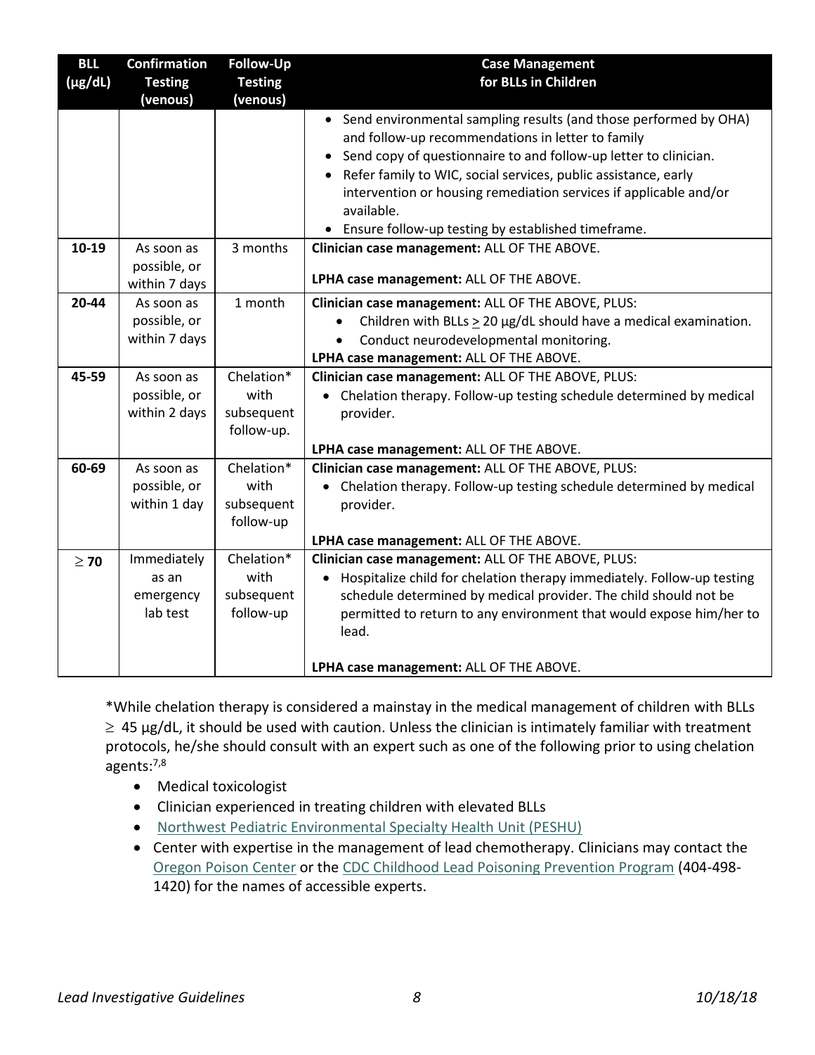| BLL (µg/dL) | Confirmation Testing (venous) | Follow-Up Testing (venous) | Case Management for BLLs in Children |
|---|---|---|---|
| | | | • Send environmental sampling results (and those performed by OHA) and follow-up recommendations in letter to family<br>• Send copy of questionnaire to and follow-up letter to clinician.<br>• Refer family to WIC, social services, public assistance, early intervention or housing remediation services if applicable and/or available.<br>• Ensure follow-up testing by established timeframe. |
| **10-19** | As soon as possible, or within 7 days | 3 months | **Clinician case management:** ALL OF THE ABOVE.<br><br>**LPHA case management:** ALL OF THE ABOVE. |
| **20-44** | As soon as possible, or within 7 days | 1 month | **Clinician case management:** ALL OF THE ABOVE, PLUS:<br>• Children with BLLs $\geq$ 20 µg/dL should have a medical examination.<br>• Conduct neurodevelopmental monitoring.<br>**LPHA case management:** ALL OF THE ABOVE. |
| **45-59** | As soon as possible, or within 2 days | Chelation* with subsequent follow-up. | **Clinician case management:** ALL OF THE ABOVE, PLUS:<br>• Chelation therapy. Follow-up testing schedule determined by medical provider.<br><br>**LPHA case management:** ALL OF THE ABOVE. |
| **60-69** | As soon as possible, or within 1 day | Chelation* with subsequent follow-up | **Clinician case management:** ALL OF THE ABOVE, PLUS:<br>• Chelation therapy. Follow-up testing schedule determined by medical provider.<br><br>**LPHA case management:** ALL OF THE ABOVE. |
| **$\geq$ 70** | Immediately as an emergency lab test | Chelation* with subsequent follow-up | **Clinician case management:** ALL OF THE ABOVE, PLUS:<br>• Hospitalize child for chelation therapy immediately. Follow-up testing schedule determined by medical provider. The child should not be permitted to return to any environment that would expose him/her to lead.<br><br>**LPHA case management:** ALL OF THE ABOVE. |

*While chelation therapy is considered a mainstay in the medical management of children with BLLs $\geq$ 45 µg/dL, it should be used with caution. Unless the clinician is intimately familiar with treatment protocols, he/she should consult with an expert such as one of the following prior to using chelation agents:[7,8]

- Medical toxicologist
- Clinician experienced in treating children with elevated BLLs
- Northwest Pediatric Environmental Specialty Health Unit (PESHU)
- Center with expertise in the management of lead chemotherapy. Clinicians may contact the Oregon Poison Center or the CDC Childhood Lead Poisoning Prevention Program (404-498-1420) for the names of accessible experts.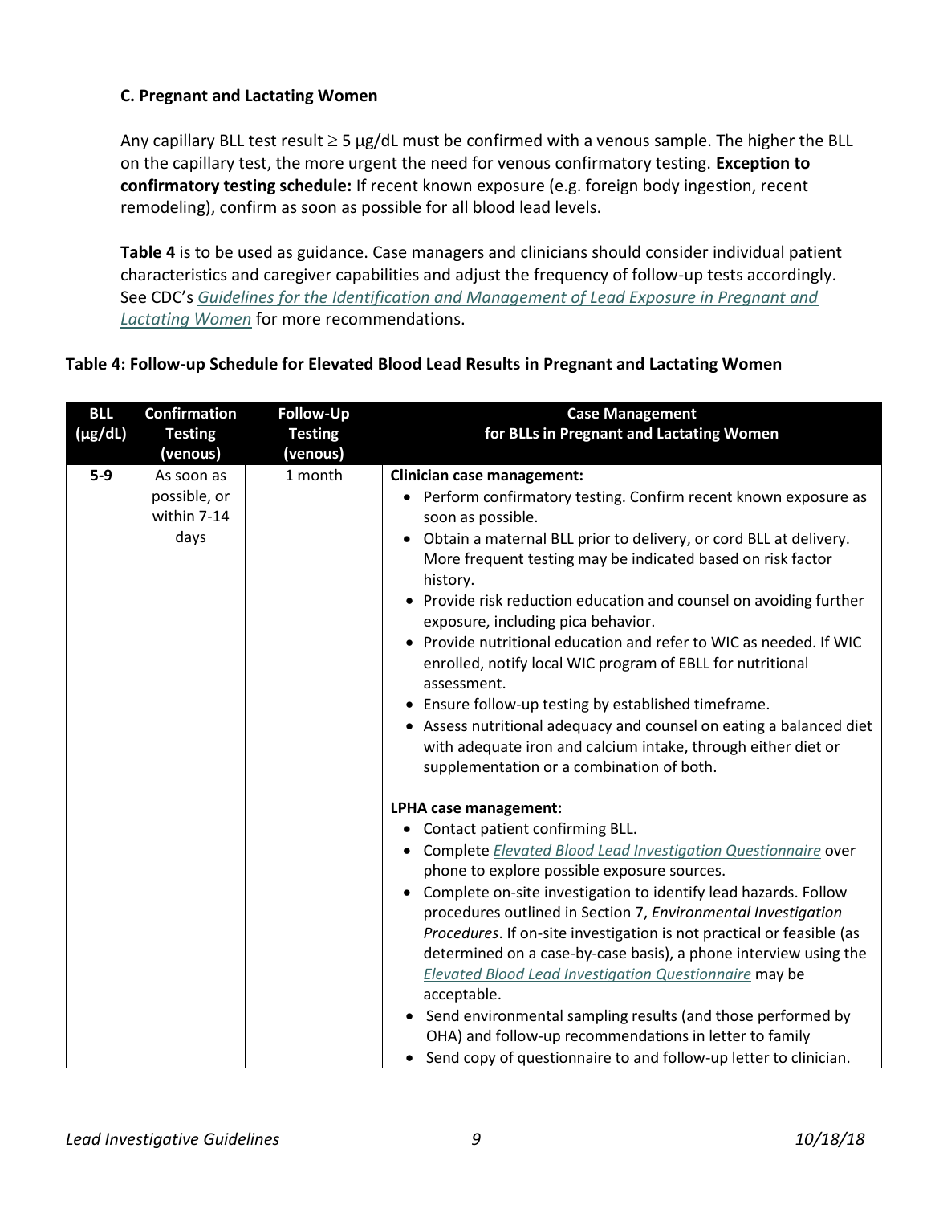### C. Pregnant and Lactating Women

Any capillary BLL test result ≥ 5 µg/dL must be confirmed with a venous sample. The higher the BLL on the capillary test, the more urgent the need for venous confirmatory testing. **Exception to confirmatory testing schedule:** If recent known exposure (e.g. foreign body ingestion, recent remodeling), confirm as soon as possible for all blood lead levels.

**Table 4** is to be used as guidance. Case managers and clinicians should consider individual patient characteristics and caregiver capabilities and adjust the frequency of follow-up tests accordingly. See CDC's *Guidelines for the Identification and Management of Lead Exposure in Pregnant and Lactating Women* for more recommendations.

**Table 4: Follow-up Schedule for Elevated Blood Lead Results in Pregnant and Lactating Women**

| BLL (µg/dL) | Confirmation Testing (venous) | Follow-Up Testing (venous) | Case Management for BLLs in Pregnant and Lactating Women |
|---|---|---|---|
| 5-9 | As soon as possible, or within 7-14 days | 1 month | **Clinician case management:**<br>• Perform confirmatory testing. Confirm recent known exposure as soon as possible.<br>• Obtain a maternal BLL prior to delivery, or cord BLL at delivery. More frequent testing may be indicated based on risk factor history.<br>• Provide risk reduction education and counsel on avoiding further exposure, including pica behavior.<br>• Provide nutritional education and refer to WIC as needed. If WIC enrolled, notify local WIC program of EBLL for nutritional assessment.<br>• Ensure follow-up testing by established timeframe.<br>• Assess nutritional adequacy and counsel on eating a balanced diet with adequate iron and calcium intake, through either diet or supplementation or a combination of both.<br><br>**LPHA case management:**<br>• Contact patient confirming BLL.<br>• Complete *Elevated Blood Lead Investigation Questionnaire* over phone to explore possible exposure sources.<br>• Complete on-site investigation to identify lead hazards. Follow procedures outlined in Section 7, *Environmental Investigation Procedures*. If on-site investigation is not practical or feasible (as determined on a case-by-case basis), a phone interview using the *Elevated Blood Lead Investigation Questionnaire* may be acceptable.<br>• Send environmental sampling results (and those performed by OHA) and follow-up recommendations in letter to family<br>• Send copy of questionnaire to and follow-up letter to clinician. |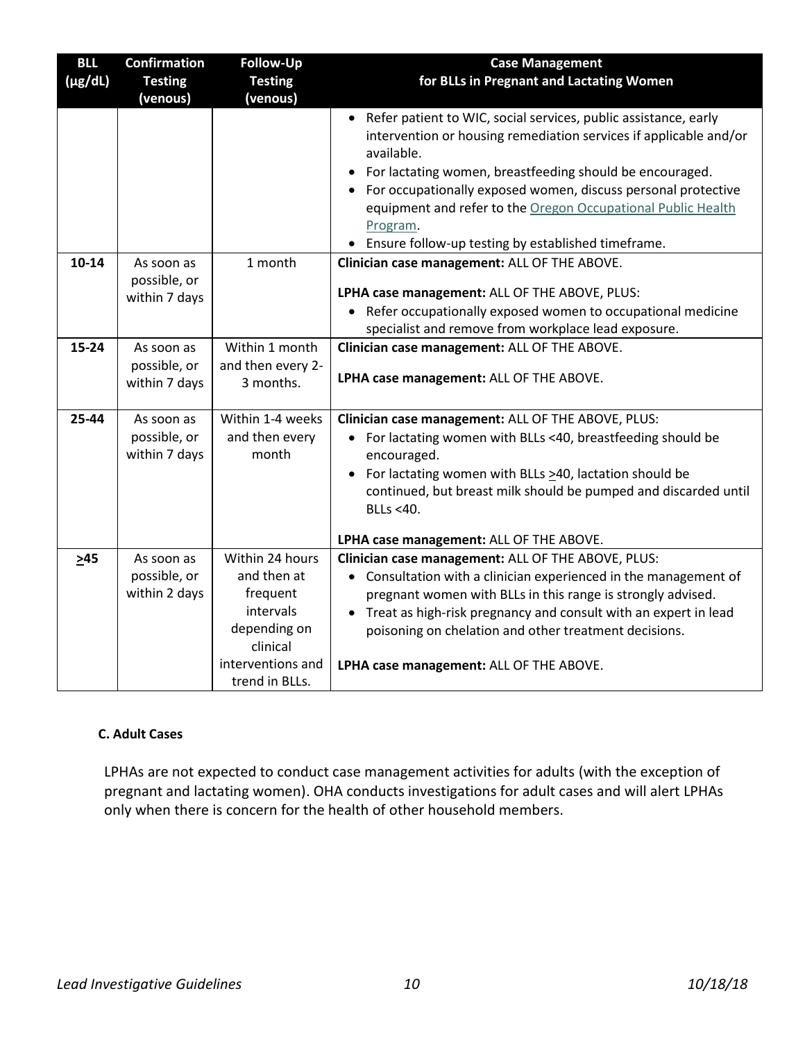| BLL (µg/dL) | Confirmation Testing (venous) | Follow-Up Testing (venous) | Case Management for BLLs in Pregnant and Lactating Women |
|---|---|---|---|
| | | | • Refer patient to WIC, social services, public assistance, early intervention or housing remediation services if applicable and/or available.<br>• For lactating women, breastfeeding should be encouraged.<br>• For occupationally exposed women, discuss personal protective equipment and refer to the Oregon Occupational Public Health Program.<br>• Ensure follow-up testing by established timeframe. |
| **10-14** | As soon as possible, or within 7 days | 1 month | **Clinician case management:** ALL OF THE ABOVE.<br><br>**LPHA case management:** ALL OF THE ABOVE, PLUS:<br>• Refer occupationally exposed women to occupational medicine specialist and remove from workplace lead exposure. |
| **15-24** | As soon as possible, or within 7 days | Within 1 month and then every 2-3 months. | **Clinician case management:** ALL OF THE ABOVE.<br><br>**LPHA case management:** ALL OF THE ABOVE. |
| **25-44** | As soon as possible, or within 7 days | Within 1-4 weeks and then every month | **Clinician case management:** ALL OF THE ABOVE, PLUS:<br>• For lactating women with BLLs <40, breastfeeding should be encouraged.<br>• For lactating women with BLLs ≥40, lactation should be continued, but breast milk should be pumped and discarded until BLLs <40.<br><br>**LPHA case management:** ALL OF THE ABOVE. |
| **≥45** | As soon as possible, or within 2 days | Within 24 hours and then at frequent intervals depending on clinical interventions and trend in BLLs. | **Clinician case management:** ALL OF THE ABOVE, PLUS:<br>• Consultation with a clinician experienced in the management of pregnant women with BLLs in this range is strongly advised.<br>• Treat as high-risk pregnancy and consult with an expert in lead poisoning on chelation and other treatment decisions.<br><br>**LPHA case management:** ALL OF THE ABOVE. |

### C. Adult Cases

LPHAs are not expected to conduct case management activities for adults (with the exception of pregnant and lactating women). OHA conducts investigations for adult cases and will alert LPHAs only when there is concern for the health of other household members.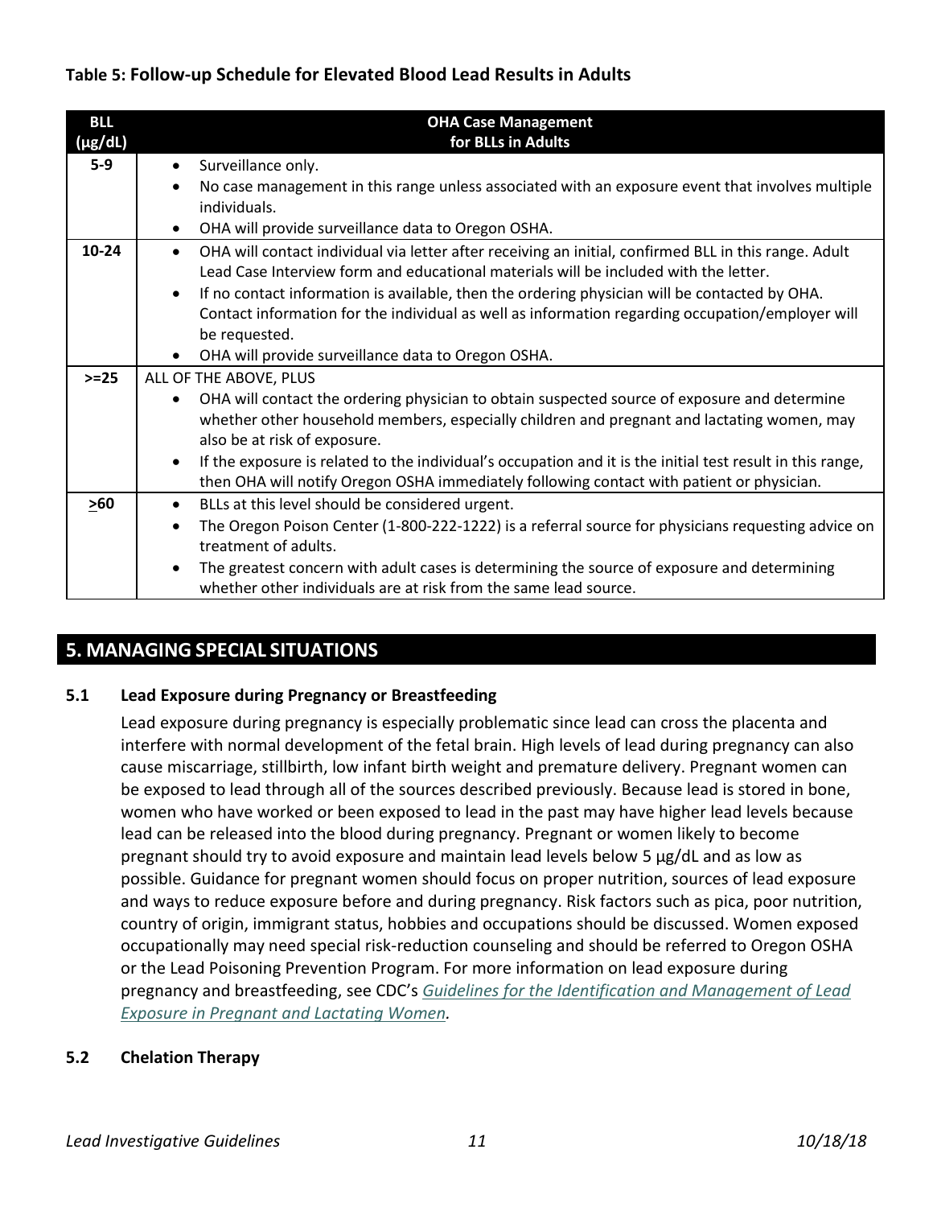**Table 5: Follow-up Schedule for Elevated Blood Lead Results in Adults**

| BLL (µg/dL) | OHA Case Management for BLLs in Adults |
|---|---|
| 5-9 | • Surveillance only.<br>• No case management in this range unless associated with an exposure event that involves multiple individuals.<br>• OHA will provide surveillance data to Oregon OSHA. |
| 10-24 | • OHA will contact individual via letter after receiving an initial, confirmed BLL in this range. Adult Lead Case Interview form and educational materials will be included with the letter.<br>• If no contact information is available, then the ordering physician will be contacted by OHA. Contact information for the individual as well as information regarding occupation/employer will be requested.<br>• OHA will provide surveillance data to Oregon OSHA. |
| >=25 | ALL OF THE ABOVE, PLUS<br>• OHA will contact the ordering physician to obtain suspected source of exposure and determine whether other household members, especially children and pregnant and lactating women, may also be at risk of exposure.<br>• If the exposure is related to the individual's occupation and it is the initial test result in this range, then OHA will notify Oregon OSHA immediately following contact with patient or physician. |
| ≥60 | • BLLs at this level should be considered urgent.<br>• The Oregon Poison Center (1-800-222-1222) is a referral source for physicians requesting advice on treatment of adults.<br>• The greatest concern with adult cases is determining the source of exposure and determining whether other individuals are at risk from the same lead source. |

## 5. MANAGING SPECIAL SITUATIONS

### 5.1 Lead Exposure during Pregnancy or Breastfeeding

Lead exposure during pregnancy is especially problematic since lead can cross the placenta and interfere with normal development of the fetal brain. High levels of lead during pregnancy can also cause miscarriage, stillbirth, low infant birth weight and premature delivery. Pregnant women can be exposed to lead through all of the sources described previously. Because lead is stored in bone, women who have worked or been exposed to lead in the past may have higher lead levels because lead can be released into the blood during pregnancy. Pregnant or women likely to become pregnant should try to avoid exposure and maintain lead levels below 5 µg/dL and as low as possible. Guidance for pregnant women should focus on proper nutrition, sources of lead exposure and ways to reduce exposure before and during pregnancy. Risk factors such as pica, poor nutrition, country of origin, immigrant status, hobbies and occupations should be discussed. Women exposed occupationally may need special risk-reduction counseling and should be referred to Oregon OSHA or the Lead Poisoning Prevention Program. For more information on lead exposure during pregnancy and breastfeeding, see CDC's *Guidelines for the Identification and Management of Lead Exposure in Pregnant and Lactating Women.*

### 5.2 Chelation Therapy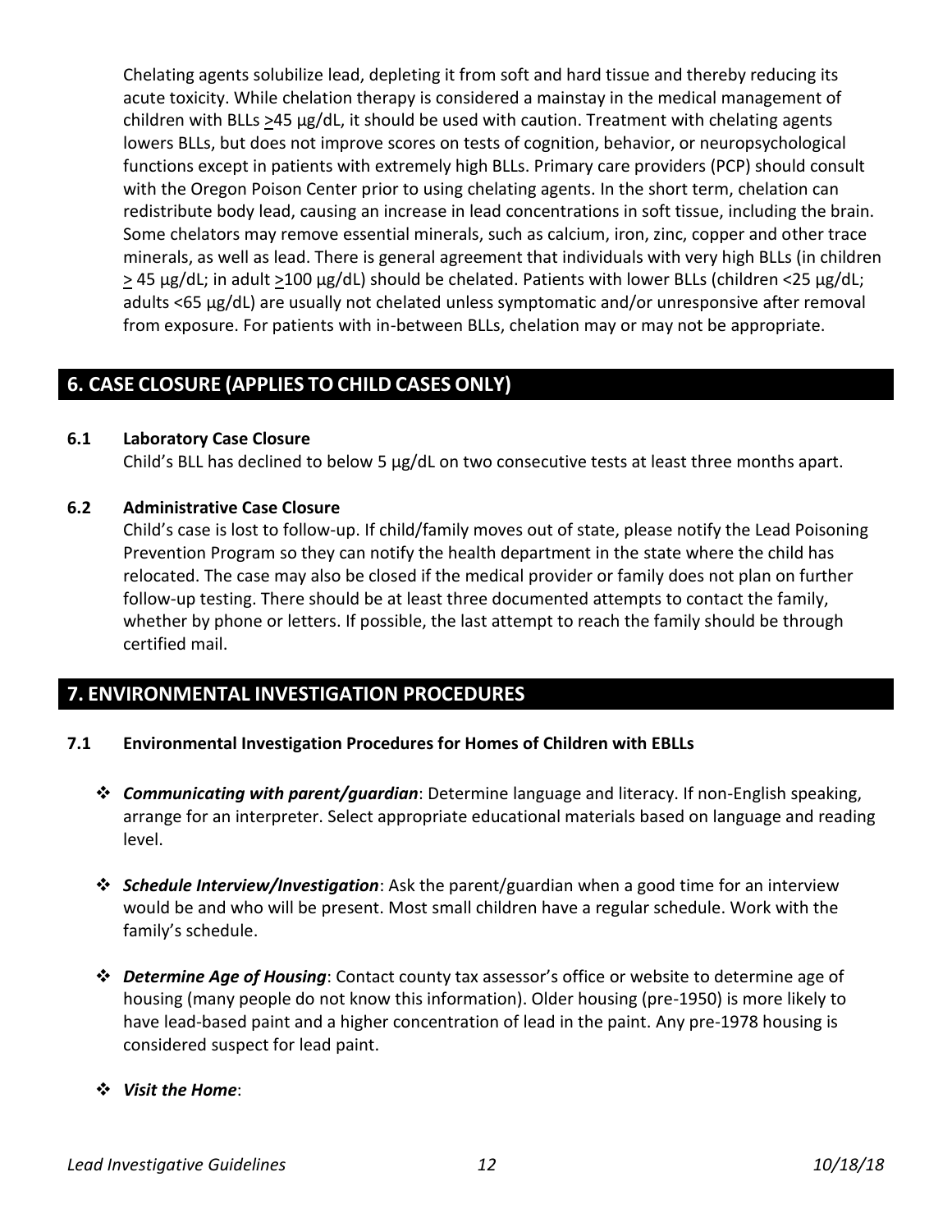Chelating agents solubilize lead, depleting it from soft and hard tissue and thereby reducing its acute toxicity. While chelation therapy is considered a mainstay in the medical management of children with BLLs ≥45 µg/dL, it should be used with caution. Treatment with chelating agents lowers BLLs, but does not improve scores on tests of cognition, behavior, or neuropsychological functions except in patients with extremely high BLLs. Primary care providers (PCP) should consult with the Oregon Poison Center prior to using chelating agents. In the short term, chelation can redistribute body lead, causing an increase in lead concentrations in soft tissue, including the brain. Some chelators may remove essential minerals, such as calcium, iron, zinc, copper and other trace minerals, as well as lead. There is general agreement that individuals with very high BLLs (in children ≥ 45 µg/dL; in adult ≥100 µg/dL) should be chelated. Patients with lower BLLs (children <25 µg/dL; adults <65 µg/dL) are usually not chelated unless symptomatic and/or unresponsive after removal from exposure. For patients with in-between BLLs, chelation may or may not be appropriate.

## 6. CASE CLOSURE (APPLIES TO CHILD CASES ONLY)

**6.1 Laboratory Case Closure**

Child's BLL has declined to below 5 µg/dL on two consecutive tests at least three months apart.

**6.2 Administrative Case Closure**

Child's case is lost to follow-up. If child/family moves out of state, please notify the Lead Poisoning Prevention Program so they can notify the health department in the state where the child has relocated. The case may also be closed if the medical provider or family does not plan on further follow-up testing. There should be at least three documented attempts to contact the family, whether by phone or letters. If possible, the last attempt to reach the family should be through certified mail.

## 7. ENVIRONMENTAL INVESTIGATION PROCEDURES

**7.1 Environmental Investigation Procedures for Homes of Children with EBLLs**

- ***Communicating with parent/guardian***: Determine language and literacy. If non-English speaking, arrange for an interpreter. Select appropriate educational materials based on language and reading level.
- ***Schedule Interview/Investigation***: Ask the parent/guardian when a good time for an interview would be and who will be present. Most small children have a regular schedule. Work with the family's schedule.
- ***Determine Age of Housing***: Contact county tax assessor's office or website to determine age of housing (many people do not know this information). Older housing (pre-1950) is more likely to have lead-based paint and a higher concentration of lead in the paint. Any pre-1978 housing is considered suspect for lead paint.
- ***Visit the Home***: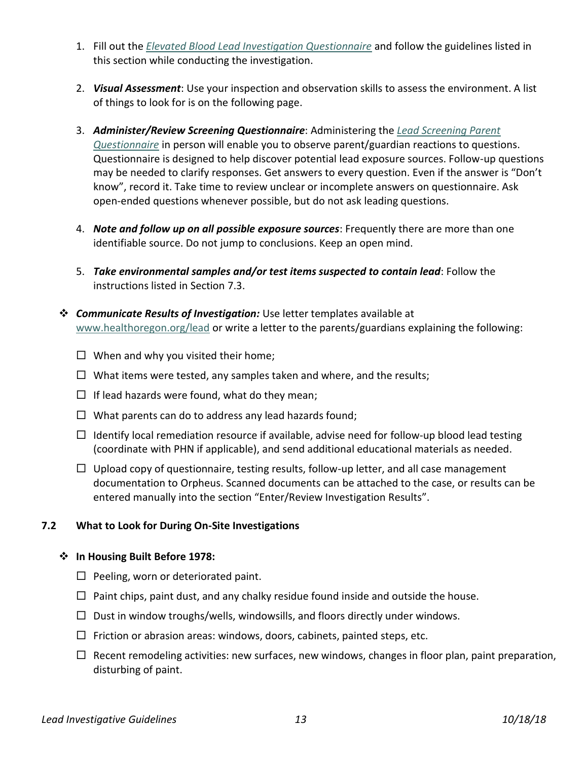1. Fill out the *Elevated Blood Lead Investigation Questionnaire* and follow the guidelines listed in this section while conducting the investigation.

2. ***Visual Assessment***: Use your inspection and observation skills to assess the environment. A list of things to look for is on the following page.

3. ***Administer/Review Screening Questionnaire***: Administering the *Lead Screening Parent Questionnaire* in person will enable you to observe parent/guardian reactions to questions. Questionnaire is designed to help discover potential lead exposure sources. Follow-up questions may be needed to clarify responses. Get answers to every question. Even if the answer is "Don't know", record it. Take time to review unclear or incomplete answers on questionnaire. Ask open-ended questions whenever possible, but do not ask leading questions.

4. ***Note and follow up on all possible exposure sources***: Frequently there are more than one identifiable source. Do not jump to conclusions. Keep an open mind.

5. ***Take environmental samples and/or test items suspected to contain lead***: Follow the instructions listed in Section 7.3.

❖ ***Communicate Results of Investigation:*** Use letter templates available at www.healthoregon.org/lead or write a letter to the parents/guardians explaining the following:

- ☐ When and why you visited their home;
- ☐ What items were tested, any samples taken and where, and the results;
- ☐ If lead hazards were found, what do they mean;
- ☐ What parents can do to address any lead hazards found;
- ☐ Identify local remediation resource if available, advise need for follow-up blood lead testing (coordinate with PHN if applicable), and send additional educational materials as needed.
- ☐ Upload copy of questionnaire, testing results, follow-up letter, and all case management documentation to Orpheus. Scanned documents can be attached to the case, or results can be entered manually into the section "Enter/Review Investigation Results".

### 7.2 What to Look for During On-Site Investigations

❖ **In Housing Built Before 1978:**

- ☐ Peeling, worn or deteriorated paint.
- ☐ Paint chips, paint dust, and any chalky residue found inside and outside the house.
- ☐ Dust in window troughs/wells, windowsills, and floors directly under windows.
- ☐ Friction or abrasion areas: windows, doors, cabinets, painted steps, etc.
- ☐ Recent remodeling activities: new surfaces, new windows, changes in floor plan, paint preparation, disturbing of paint.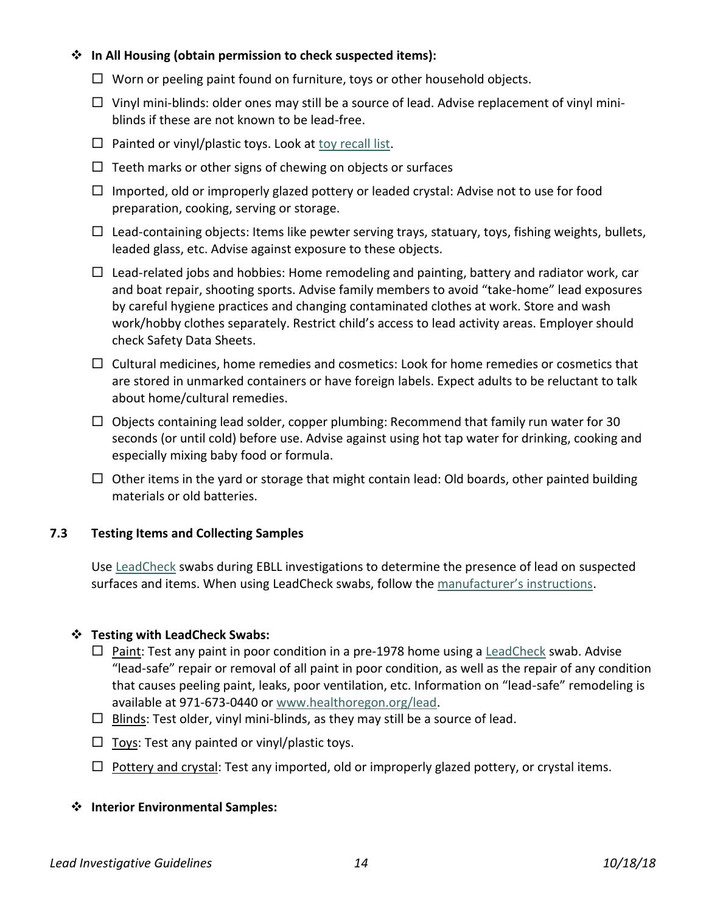❖ **In All Housing (obtain permission to check suspected items):**

- ☐ Worn or peeling paint found on furniture, toys or other household objects.
- ☐ Vinyl mini-blinds: older ones may still be a source of lead. Advise replacement of vinyl mini-blinds if these are not known to be lead-free.
- ☐ Painted or vinyl/plastic toys. Look at toy recall list.
- ☐ Teeth marks or other signs of chewing on objects or surfaces
- ☐ Imported, old or improperly glazed pottery or leaded crystal: Advise not to use for food preparation, cooking, serving or storage.
- ☐ Lead-containing objects: Items like pewter serving trays, statuary, toys, fishing weights, bullets, leaded glass, etc. Advise against exposure to these objects.
- ☐ Lead-related jobs and hobbies: Home remodeling and painting, battery and radiator work, car and boat repair, shooting sports. Advise family members to avoid "take-home" lead exposures by careful hygiene practices and changing contaminated clothes at work. Store and wash work/hobby clothes separately. Restrict child's access to lead activity areas. Employer should check Safety Data Sheets.
- ☐ Cultural medicines, home remedies and cosmetics: Look for home remedies or cosmetics that are stored in unmarked containers or have foreign labels. Expect adults to be reluctant to talk about home/cultural remedies.
- ☐ Objects containing lead solder, copper plumbing: Recommend that family run water for 30 seconds (or until cold) before use. Advise against using hot tap water for drinking, cooking and especially mixing baby food or formula.
- ☐ Other items in the yard or storage that might contain lead: Old boards, other painted building materials or old batteries.

### 7.3 Testing Items and Collecting Samples

Use LeadCheck swabs during EBLL investigations to determine the presence of lead on suspected surfaces and items. When using LeadCheck swabs, follow the manufacturer's instructions.

❖ **Testing with LeadCheck Swabs:**

- ☐ Paint: Test any paint in poor condition in a pre-1978 home using a LeadCheck swab. Advise "lead-safe" repair or removal of all paint in poor condition, as well as the repair of any condition that causes peeling paint, leaks, poor ventilation, etc. Information on "lead-safe" remodeling is available at 971-673-0440 or www.healthoregon.org/lead.
- ☐ Blinds: Test older, vinyl mini-blinds, as they may still be a source of lead.
- ☐ Toys: Test any painted or vinyl/plastic toys.
- ☐ Pottery and crystal: Test any imported, old or improperly glazed pottery, or crystal items.

❖ **Interior Environmental Samples:**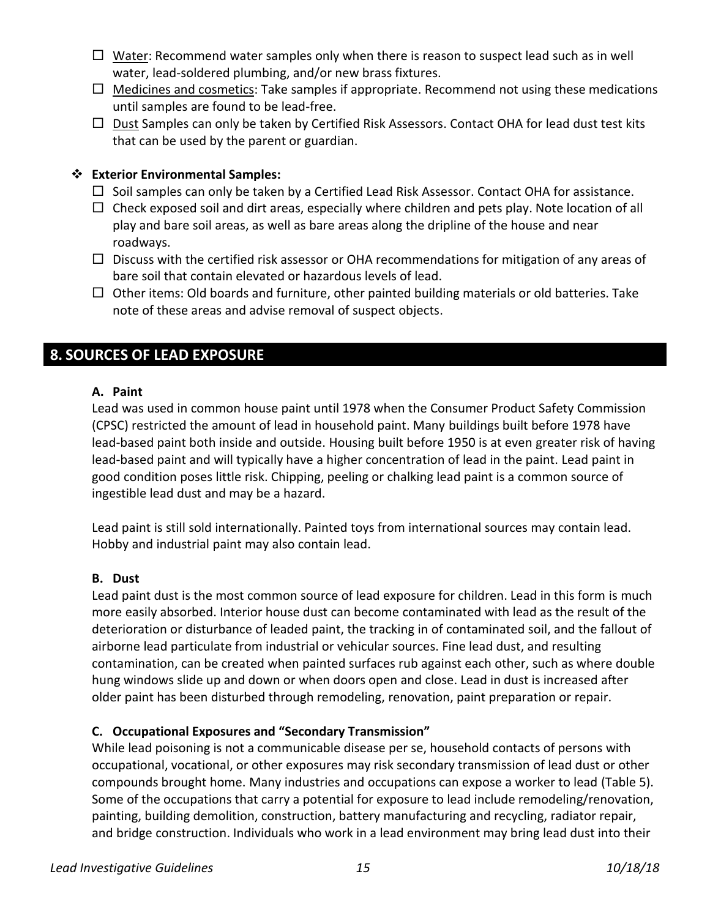- ☐ Water: Recommend water samples only when there is reason to suspect lead such as in well water, lead-soldered plumbing, and/or new brass fixtures.
- ☐ Medicines and cosmetics: Take samples if appropriate. Recommend not using these medications until samples are found to be lead-free.
- ☐ Dust Samples can only be taken by Certified Risk Assessors. Contact OHA for lead dust test kits that can be used by the parent or guardian.

❖ **Exterior Environmental Samples:**

- ☐ Soil samples can only be taken by a Certified Lead Risk Assessor. Contact OHA for assistance.
- ☐ Check exposed soil and dirt areas, especially where children and pets play. Note location of all play and bare soil areas, as well as bare areas along the dripline of the house and near roadways.
- ☐ Discuss with the certified risk assessor or OHA recommendations for mitigation of any areas of bare soil that contain elevated or hazardous levels of lead.
- ☐ Other items: Old boards and furniture, other painted building materials or old batteries. Take note of these areas and advise removal of suspect objects.

## 8. SOURCES OF LEAD EXPOSURE

### A. Paint

Lead was used in common house paint until 1978 when the Consumer Product Safety Commission (CPSC) restricted the amount of lead in household paint. Many buildings built before 1978 have lead-based paint both inside and outside. Housing built before 1950 is at even greater risk of having lead-based paint and will typically have a higher concentration of lead in the paint. Lead paint in good condition poses little risk. Chipping, peeling or chalking lead paint is a common source of ingestible lead dust and may be a hazard.

Lead paint is still sold internationally. Painted toys from international sources may contain lead. Hobby and industrial paint may also contain lead.

### B. Dust

Lead paint dust is the most common source of lead exposure for children. Lead in this form is much more easily absorbed. Interior house dust can become contaminated with lead as the result of the deterioration or disturbance of leaded paint, the tracking in of contaminated soil, and the fallout of airborne lead particulate from industrial or vehicular sources. Fine lead dust, and resulting contamination, can be created when painted surfaces rub against each other, such as where double hung windows slide up and down or when doors open and close. Lead in dust is increased after older paint has been disturbed through remodeling, renovation, paint preparation or repair.

### C. Occupational Exposures and "Secondary Transmission"

While lead poisoning is not a communicable disease per se, household contacts of persons with occupational, vocational, or other exposures may risk secondary transmission of lead dust or other compounds brought home. Many industries and occupations can expose a worker to lead (Table 5). Some of the occupations that carry a potential for exposure to lead include remodeling/renovation, painting, building demolition, construction, battery manufacturing and recycling, radiator repair, and bridge construction. Individuals who work in a lead environment may bring lead dust into their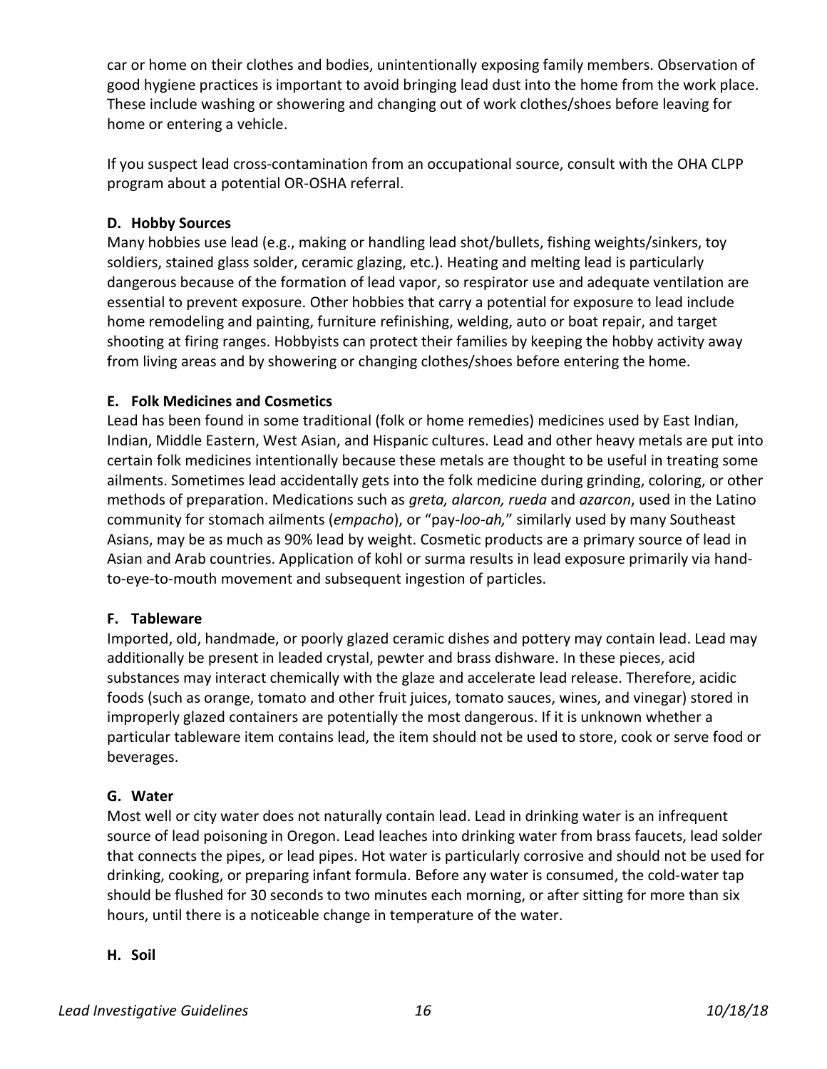car or home on their clothes and bodies, unintentionally exposing family members. Observation of good hygiene practices is important to avoid bringing lead dust into the home from the work place. These include washing or showering and changing out of work clothes/shoes before leaving for home or entering a vehicle.

If you suspect lead cross-contamination from an occupational source, consult with the OHA CLPP program about a potential OR-OSHA referral.

### D. Hobby Sources

Many hobbies use lead (e.g., making or handling lead shot/bullets, fishing weights/sinkers, toy soldiers, stained glass solder, ceramic glazing, etc.). Heating and melting lead is particularly dangerous because of the formation of lead vapor, so respirator use and adequate ventilation are essential to prevent exposure. Other hobbies that carry a potential for exposure to lead include home remodeling and painting, furniture refinishing, welding, auto or boat repair, and target shooting at firing ranges. Hobbyists can protect their families by keeping the hobby activity away from living areas and by showering or changing clothes/shoes before entering the home.

### E. Folk Medicines and Cosmetics

Lead has been found in some traditional (folk or home remedies) medicines used by East Indian, Indian, Middle Eastern, West Asian, and Hispanic cultures. Lead and other heavy metals are put into certain folk medicines intentionally because these metals are thought to be useful in treating some ailments. Sometimes lead accidentally gets into the folk medicine during grinding, coloring, or other methods of preparation. Medications such as *greta, alarcon, rueda* and *azarcon*, used in the Latino community for stomach ailments (*empacho*), or "pay-*loo-ah,*" similarly used by many Southeast Asians, may be as much as 90% lead by weight. Cosmetic products are a primary source of lead in Asian and Arab countries. Application of kohl or surma results in lead exposure primarily via hand-to-eye-to-mouth movement and subsequent ingestion of particles.

### F. Tableware

Imported, old, handmade, or poorly glazed ceramic dishes and pottery may contain lead. Lead may additionally be present in leaded crystal, pewter and brass dishware. In these pieces, acid substances may interact chemically with the glaze and accelerate lead release. Therefore, acidic foods (such as orange, tomato and other fruit juices, tomato sauces, wines, and vinegar) stored in improperly glazed containers are potentially the most dangerous. If it is unknown whether a particular tableware item contains lead, the item should not be used to store, cook or serve food or beverages.

### G. Water

Most well or city water does not naturally contain lead. Lead in drinking water is an infrequent source of lead poisoning in Oregon. Lead leaches into drinking water from brass faucets, lead solder that connects the pipes, or lead pipes. Hot water is particularly corrosive and should not be used for drinking, cooking, or preparing infant formula. Before any water is consumed, the cold-water tap should be flushed for 30 seconds to two minutes each morning, or after sitting for more than six hours, until there is a noticeable change in temperature of the water.

### H. Soil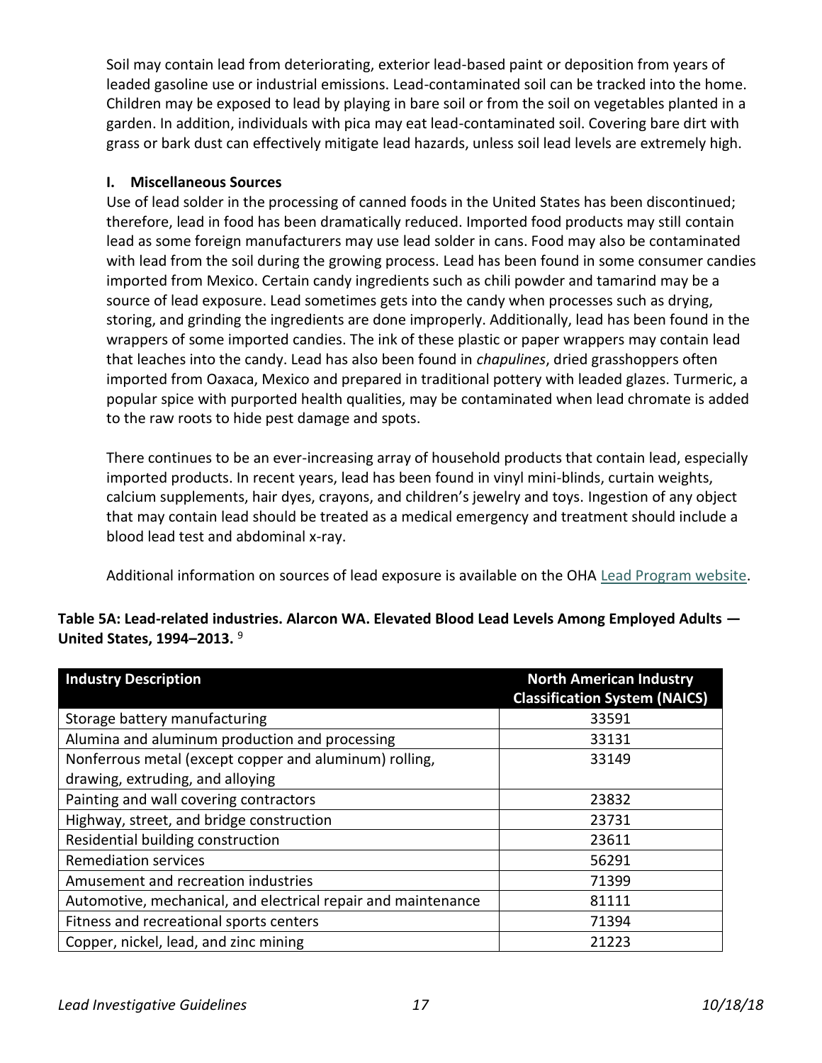Soil may contain lead from deteriorating, exterior lead-based paint or deposition from years of leaded gasoline use or industrial emissions. Lead-contaminated soil can be tracked into the home. Children may be exposed to lead by playing in bare soil or from the soil on vegetables planted in a garden. In addition, individuals with pica may eat lead-contaminated soil. Covering bare dirt with grass or bark dust can effectively mitigate lead hazards, unless soil lead levels are extremely high.

### I. Miscellaneous Sources

Use of lead solder in the processing of canned foods in the United States has been discontinued; therefore, lead in food has been dramatically reduced. Imported food products may still contain lead as some foreign manufacturers may use lead solder in cans. Food may also be contaminated with lead from the soil during the growing process. Lead has been found in some consumer candies imported from Mexico. Certain candy ingredients such as chili powder and tamarind may be a source of lead exposure. Lead sometimes gets into the candy when processes such as drying, storing, and grinding the ingredients are done improperly. Additionally, lead has been found in the wrappers of some imported candies. The ink of these plastic or paper wrappers may contain lead that leaches into the candy. Lead has also been found in *chapulines*, dried grasshoppers often imported from Oaxaca, Mexico and prepared in traditional pottery with leaded glazes. Turmeric, a popular spice with purported health qualities, may be contaminated when lead chromate is added to the raw roots to hide pest damage and spots.

There continues to be an ever-increasing array of household products that contain lead, especially imported products. In recent years, lead has been found in vinyl mini-blinds, curtain weights, calcium supplements, hair dyes, crayons, and children's jewelry and toys. Ingestion of any object that may contain lead should be treated as a medical emergency and treatment should include a blood lead test and abdominal x-ray.

Additional information on sources of lead exposure is available on the OHA Lead Program website.

**Table 5A: Lead-related industries. Alarcon WA. Elevated Blood Lead Levels Among Employed Adults — United States, 1994–2013.** [9]

| Industry Description | North American Industry Classification System (NAICS) |
|---|---|
| Storage battery manufacturing | 33591 |
| Alumina and aluminum production and processing | 33131 |
| Nonferrous metal (except copper and aluminum) rolling, drawing, extruding, and alloying | 33149 |
| Painting and wall covering contractors | 23832 |
| Highway, street, and bridge construction | 23731 |
| Residential building construction | 23611 |
| Remediation services | 56291 |
| Amusement and recreation industries | 71399 |
| Automotive, mechanical, and electrical repair and maintenance | 81111 |
| Fitness and recreational sports centers | 71394 |
| Copper, nickel, lead, and zinc mining | 21223 |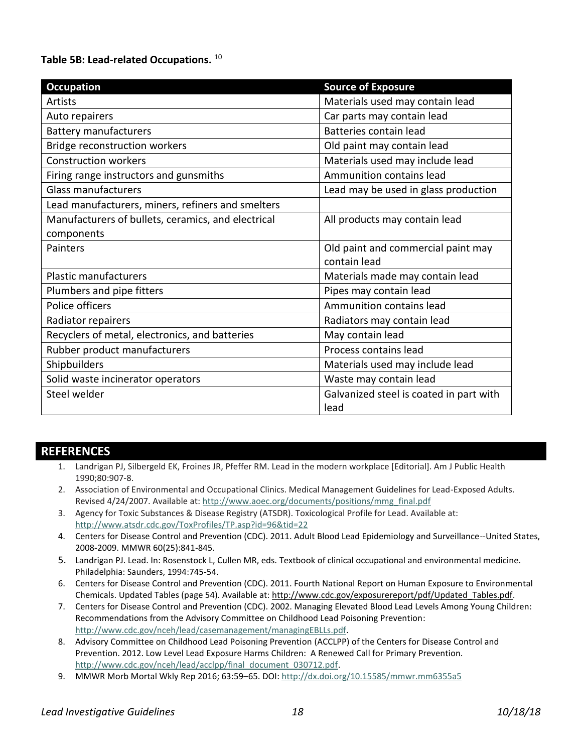**Table 5B: Lead-related Occupations.** [10]

| Occupation | Source of Exposure |
|---|---|
| Artists | Materials used may contain lead |
| Auto repairers | Car parts may contain lead |
| Battery manufacturers | Batteries contain lead |
| Bridge reconstruction workers | Old paint may contain lead |
| Construction workers | Materials used may include lead |
| Firing range instructors and gunsmiths | Ammunition contains lead |
| Glass manufacturers | Lead may be used in glass production |
| Lead manufacturers, miners, refiners and smelters | |
| Manufacturers of bullets, ceramics, and electrical components | All products may contain lead |
| Painters | Old paint and commercial paint may contain lead |
| Plastic manufacturers | Materials made may contain lead |
| Plumbers and pipe fitters | Pipes may contain lead |
| Police officers | Ammunition contains lead |
| Radiator repairers | Radiators may contain lead |
| Recyclers of metal, electronics, and batteries | May contain lead |
| Rubber product manufacturers | Process contains lead |
| Shipbuilders | Materials used may include lead |
| Solid waste incinerator operators | Waste may contain lead |
| Steel welder | Galvanized steel is coated in part with lead |

## REFERENCES

1. Landrigan PJ, Silbergeld EK, Froines JR, Pfeffer RM. Lead in the modern workplace [Editorial]. Am J Public Health 1990;80:907-8.
2. Association of Environmental and Occupational Clinics. Medical Management Guidelines for Lead-Exposed Adults. Revised 4/24/2007. Available at: http://www.aoec.org/documents/positions/mmg_final.pdf
3. Agency for Toxic Substances & Disease Registry (ATSDR). Toxicological Profile for Lead. Available at: http://www.atsdr.cdc.gov/ToxProfiles/TP.asp?id=96&tid=22
4. Centers for Disease Control and Prevention (CDC). 2011. Adult Blood Lead Epidemiology and Surveillance--United States, 2008-2009. MMWR 60(25):841-845.
5. Landrigan PJ. Lead. In: Rosenstock L, Cullen MR, eds. Textbook of clinical occupational and environmental medicine. Philadelphia: Saunders, 1994:745-54.
6. Centers for Disease Control and Prevention (CDC). 2011. Fourth National Report on Human Exposure to Environmental Chemicals. Updated Tables (page 54). Available at: http://www.cdc.gov/exposurereport/pdf/Updated_Tables.pdf.
7. Centers for Disease Control and Prevention (CDC). 2002. Managing Elevated Blood Lead Levels Among Young Children: Recommendations from the Advisory Committee on Childhood Lead Poisoning Prevention: http://www.cdc.gov/nceh/lead/casemanagement/managingEBLLs.pdf.
8. Advisory Committee on Childhood Lead Poisoning Prevention (ACCLPP) of the Centers for Disease Control and Prevention. 2012. Low Level Lead Exposure Harms Children: A Renewed Call for Primary Prevention. http://www.cdc.gov/nceh/lead/acclpp/final_document_030712.pdf.
9. MMWR Morb Mortal Wkly Rep 2016; 63:59–65. DOI: http://dx.doi.org/10.15585/mmwr.mm6355a5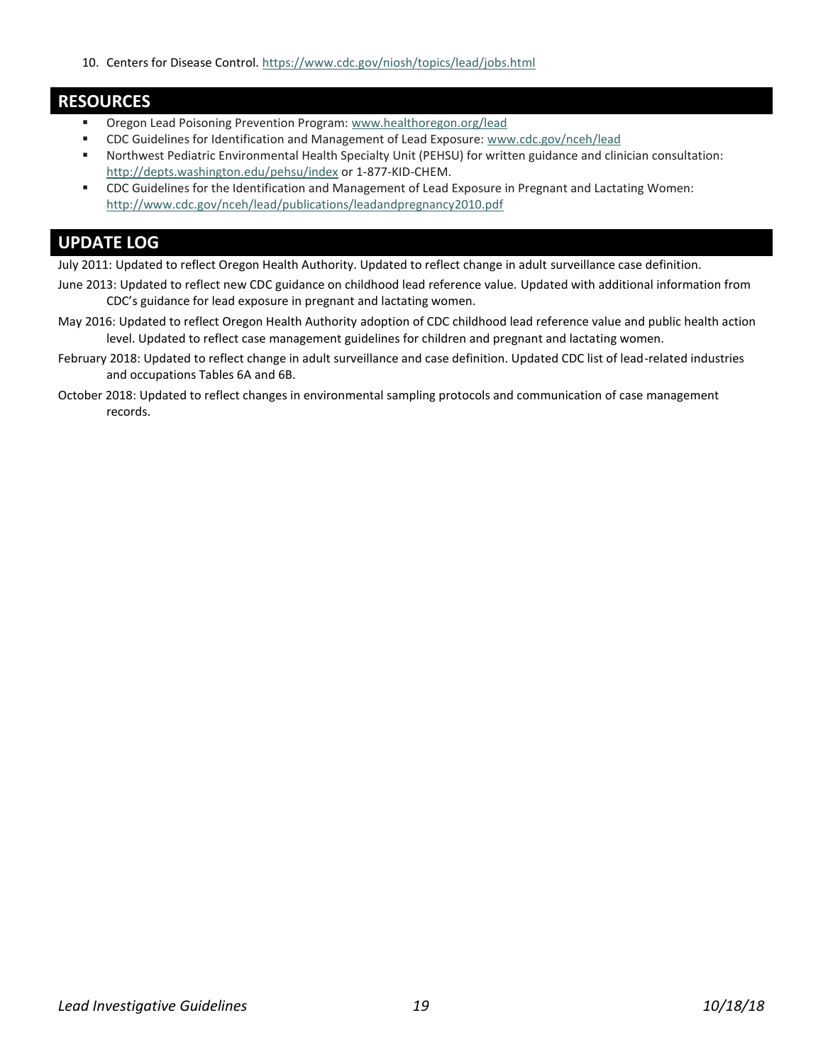10. Centers for Disease Control. https://www.cdc.gov/niosh/topics/lead/jobs.html

## RESOURCES

- Oregon Lead Poisoning Prevention Program: www.healthoregon.org/lead
- CDC Guidelines for Identification and Management of Lead Exposure: www.cdc.gov/nceh/lead
- Northwest Pediatric Environmental Health Specialty Unit (PEHSU) for written guidance and clinician consultation: http://depts.washington.edu/pehsu/index or 1-877-KID-CHEM.
- CDC Guidelines for the Identification and Management of Lead Exposure in Pregnant and Lactating Women: http://www.cdc.gov/nceh/lead/publications/leadandpregnancy2010.pdf

## UPDATE LOG

July 2011: Updated to reflect Oregon Health Authority. Updated to reflect change in adult surveillance case definition.

June 2013: Updated to reflect new CDC guidance on childhood lead reference value. Updated with additional information from CDC's guidance for lead exposure in pregnant and lactating women.

May 2016: Updated to reflect Oregon Health Authority adoption of CDC childhood lead reference value and public health action level. Updated to reflect case management guidelines for children and pregnant and lactating women.

February 2018: Updated to reflect change in adult surveillance and case definition. Updated CDC list of lead-related industries and occupations Tables 6A and 6B.

October 2018: Updated to reflect changes in environmental sampling protocols and communication of case management records.